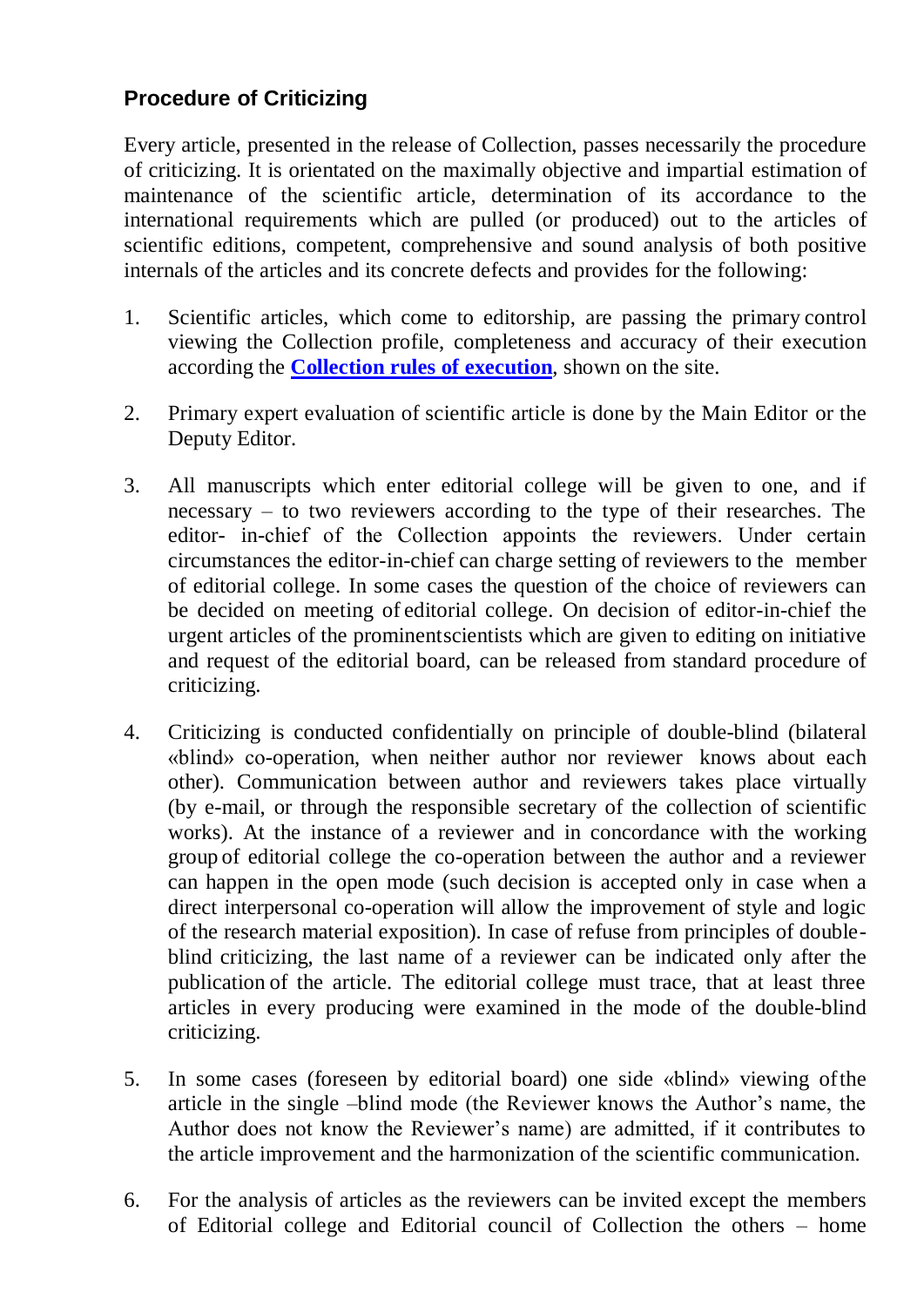### Procedure of Criticizing

Every article, presented in the release of Collection, passes necessarily the procedure of criticizing. It is orientated on the maximally objective and impartial estimation of maintenance of the scientific article, determination of its accordance to the international requirements which are pulled (or produced) out to the articles of scientific editions, competent, comprehensive and sound analysis of both positive internals of the articles and its concrete defects and provides for the following:

1. Scientific articles, which come to editorship, are passing the primary control viewing the Collection profile, completeness and accuracy of their execution according the **Collection rules of execution**, shown on the site.
2. Primary expert evaluation of scientific article is done by the Main Editor or the Deputy Editor.
3. All manuscripts which enter editorial college will be given to one, and if necessary – to two reviewers according to the type of their researches. The editor- in-chief of the Collection appoints the reviewers. Under certain circumstances the editor-in-chief can charge setting of reviewers to the member of editorial college. In some cases the question of the choice of reviewers can be decided on meeting of editorial college. On decision of editor-in-chief the urgent articles of the prominentscientists which are given to editing on initiative and request of the editorial board, can be released from standard procedure of criticizing.
4. Criticizing is conducted confidentially on principle of double-blind (bilateral «blind» co-operation, when neither author nor reviewer knows about each other). Communication between author and reviewers takes place virtually (by e-mail, or through the responsible secretary of the collection of scientific works). At the instance of a reviewer and in concordance with the working group of editorial college the co-operation between the author and a reviewer can happen in the open mode (such decision is accepted only in case when a direct interpersonal co-operation will allow the improvement of style and logic of the research material exposition). In case of refuse from principles of double-blind criticizing, the last name of a reviewer can be indicated only after the publication of the article. The editorial college must trace, that at least three articles in every producing were examined in the mode of the double-blind criticizing.
5. In some cases (foreseen by editorial board) one side «blind» viewing ofthe article in the single –blind mode (the Reviewer knows the Author's name, the Author does not know the Reviewer's name) are admitted, if it contributes to the article improvement and the harmonization of the scientific communication.
6. For the analysis of articles as the reviewers can be invited except the members of Editorial college and Editorial council of Collection the others – home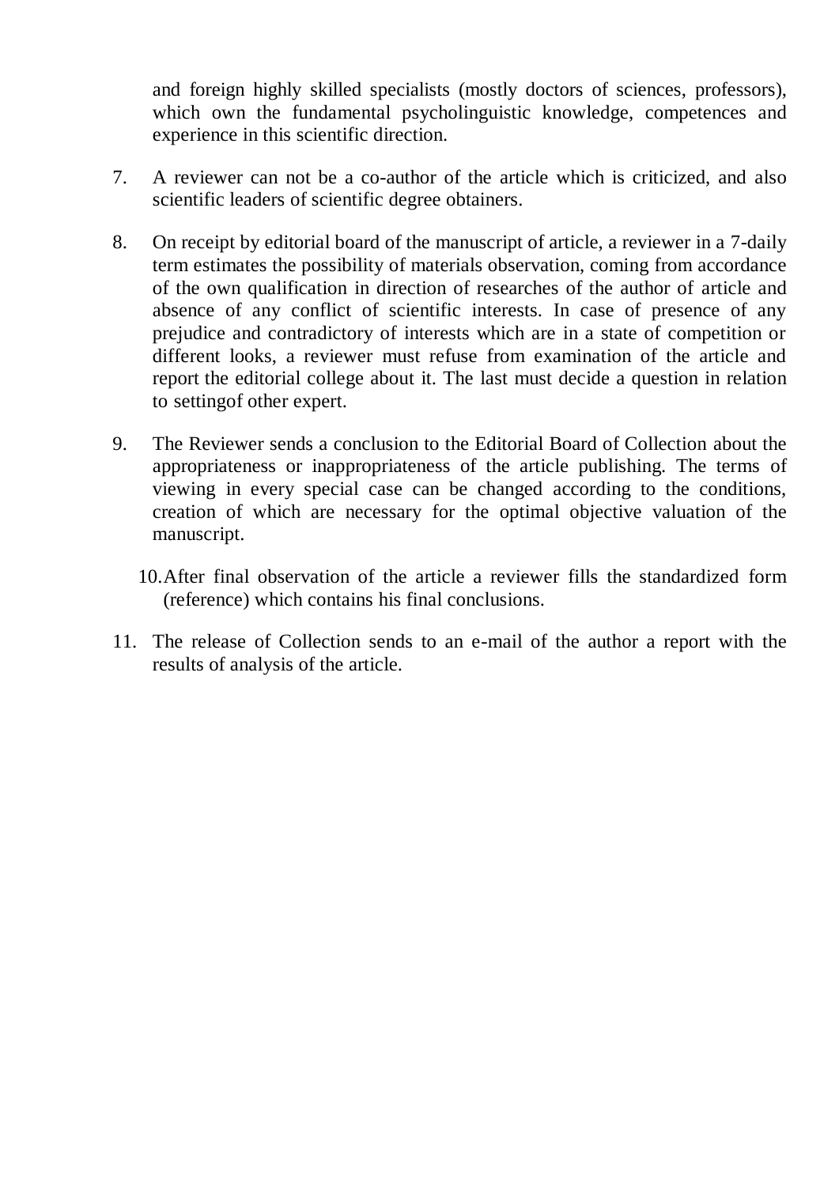and foreign highly skilled specialists (mostly doctors of sciences, professors), which own the fundamental psycholinguistic knowledge, competences and experience in this scientific direction.

7. A reviewer can not be a co-author of the article which is criticized, and also scientific leaders of scientific degree obtainers.

8. On receipt by editorial board of the manuscript of article, a reviewer in a 7-daily term estimates the possibility of materials observation, coming from accordance of the own qualification in direction of researches of the author of article and absence of any conflict of scientific interests. In case of presence of any prejudice and contradictory of interests which are in a state of competition or different looks, a reviewer must refuse from examination of the article and report the editorial college about it. The last must decide a question in relation to settingof other expert.

9. The Reviewer sends a conclusion to the Editorial Board of Collection about the appropriateness or inappropriateness of the article publishing. The terms of viewing in every special case can be changed according to the conditions, creation of which are necessary for the optimal objective valuation of the manuscript.

10. After final observation of the article a reviewer fills the standardized form (reference) which contains his final conclusions.

11. The release of Collection sends to an e-mail of the author a report with the results of analysis of the article.